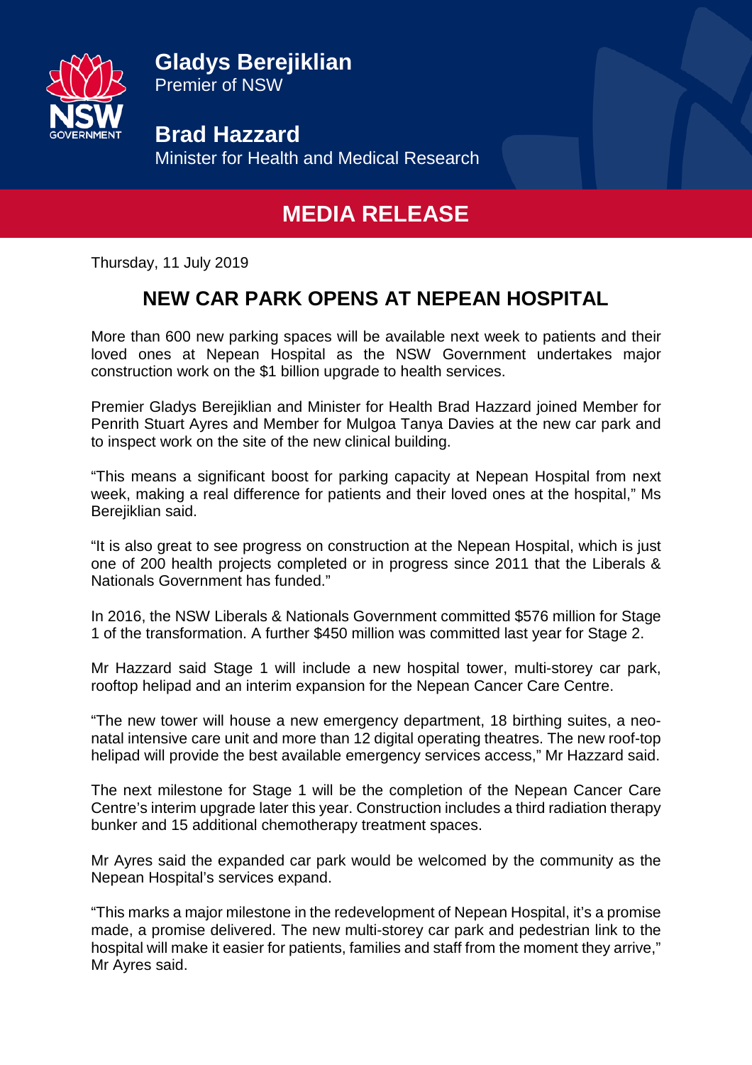**Gladys Berejiklian**
Premier of NSW

**Brad Hazzard**
Minister for Health and Medical Research

# MEDIA RELEASE

Thursday, 11 July 2019

## NEW CAR PARK OPENS AT NEPEAN HOSPITAL

More than 600 new parking spaces will be available next week to patients and their loved ones at Nepean Hospital as the NSW Government undertakes major construction work on the $1 billion upgrade to health services.

Premier Gladys Berejiklian and Minister for Health Brad Hazzard joined Member for Penrith Stuart Ayres and Member for Mulgoa Tanya Davies at the new car park and to inspect work on the site of the new clinical building.

"This means a significant boost for parking capacity at Nepean Hospital from next week, making a real difference for patients and their loved ones at the hospital," Ms Berejiklian said.

"It is also great to see progress on construction at the Nepean Hospital, which is just one of 200 health projects completed or in progress since 2011 that the Liberals & Nationals Government has funded."

In 2016, the NSW Liberals & Nationals Government committed $576 million for Stage 1 of the transformation. A further $450 million was committed last year for Stage 2.

Mr Hazzard said Stage 1 will include a new hospital tower, multi-storey car park, rooftop helipad and an interim expansion for the Nepean Cancer Care Centre.

"The new tower will house a new emergency department, 18 birthing suites, a neo-natal intensive care unit and more than 12 digital operating theatres. The new roof-top helipad will provide the best available emergency services access," Mr Hazzard said.

The next milestone for Stage 1 will be the completion of the Nepean Cancer Care Centre's interim upgrade later this year. Construction includes a third radiation therapy bunker and 15 additional chemotherapy treatment spaces.

Mr Ayres said the expanded car park would be welcomed by the community as the Nepean Hospital's services expand.

"This marks a major milestone in the redevelopment of Nepean Hospital, it's a promise made, a promise delivered. The new multi-storey car park and pedestrian link to the hospital will make it easier for patients, families and staff from the moment they arrive," Mr Ayres said.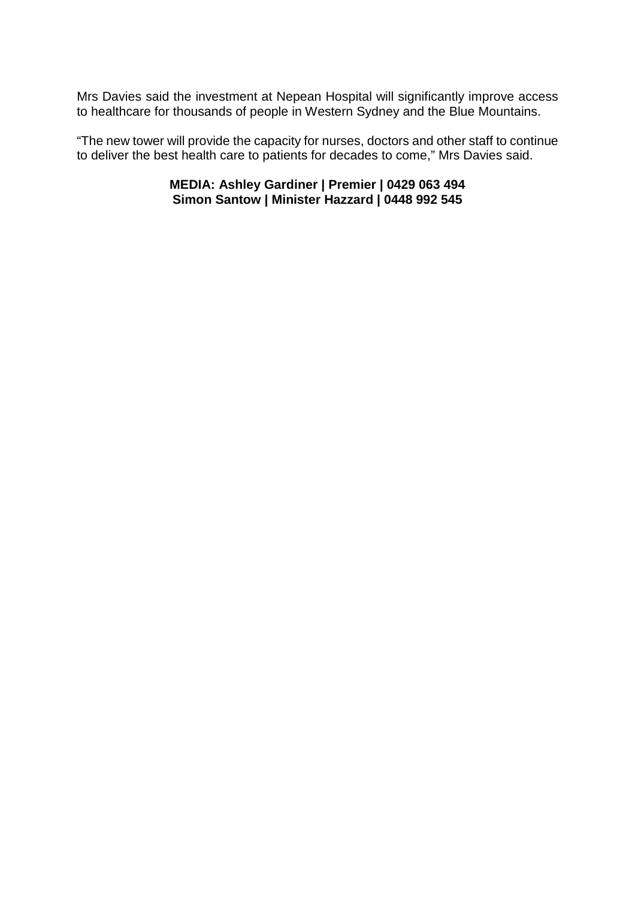Mrs Davies said the investment at Nepean Hospital will significantly improve access to healthcare for thousands of people in Western Sydney and the Blue Mountains.

"The new tower will provide the capacity for nurses, doctors and other staff to continue to deliver the best health care to patients for decades to come," Mrs Davies said.

**MEDIA: Ashley Gardiner | Premier | 0429 063 494**
**Simon Santow | Minister Hazzard | 0448 992 545**